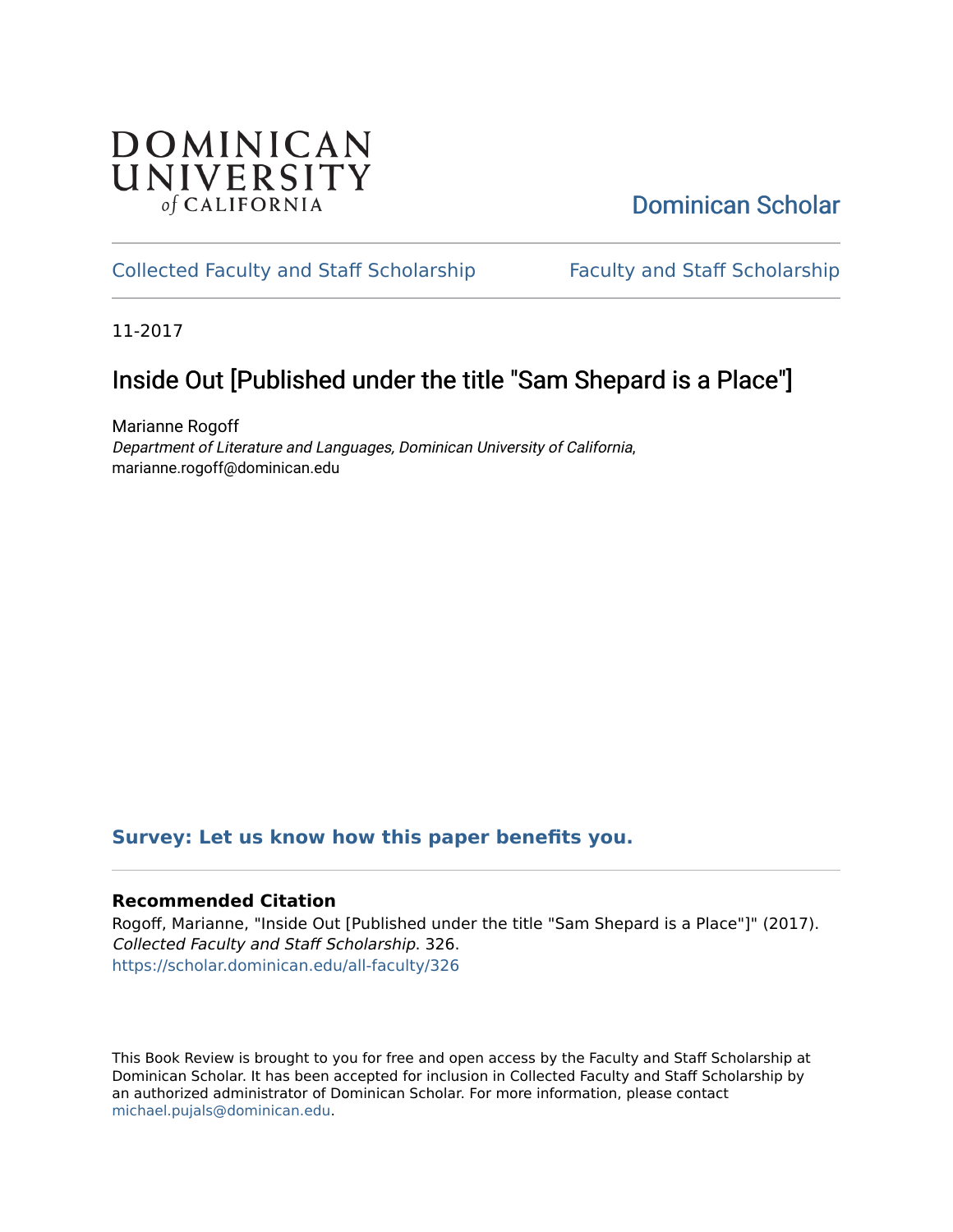DOMINICAN UNIVERSITY *of* CALIFORNIA

Dominican Scholar

Collected Faculty and Staff Scholarship

Faculty and Staff Scholarship

11-2017

# Inside Out [Published under the title "Sam Shepard is a Place"]

Marianne Rogoff
*Department of Literature and Languages, Dominican University of California*, marianne.rogoff@dominican.edu

**Survey: Let us know how this paper benefits you.**

**Recommended Citation**
Rogoff, Marianne, "Inside Out [Published under the title "Sam Shepard is a Place"]" (2017). *Collected Faculty and Staff Scholarship*. 326.
https://scholar.dominican.edu/all-faculty/326

This Book Review is brought to you for free and open access by the Faculty and Staff Scholarship at Dominican Scholar. It has been accepted for inclusion in Collected Faculty and Staff Scholarship by an authorized administrator of Dominican Scholar. For more information, please contact michael.pujals@dominican.edu.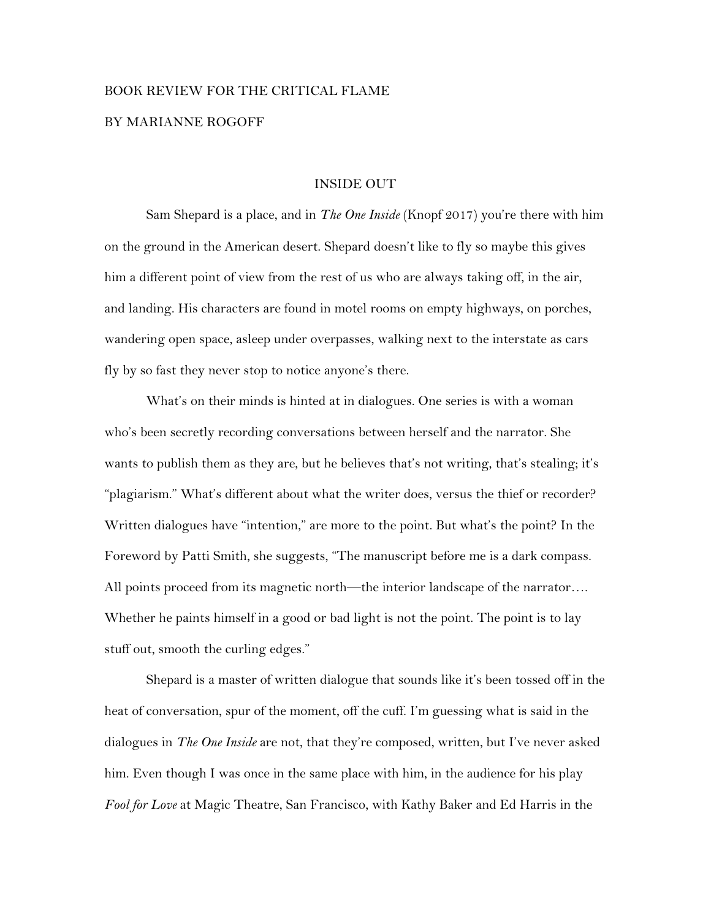BOOK REVIEW FOR THE CRITICAL FLAME

BY MARIANNE ROGOFF

# INSIDE OUT

Sam Shepard is a place, and in *The One Inside* (Knopf 2017) you're there with him on the ground in the American desert. Shepard doesn't like to fly so maybe this gives him a different point of view from the rest of us who are always taking off, in the air, and landing. His characters are found in motel rooms on empty highways, on porches, wandering open space, asleep under overpasses, walking next to the interstate as cars fly by so fast they never stop to notice anyone's there.

What's on their minds is hinted at in dialogues. One series is with a woman who's been secretly recording conversations between herself and the narrator. She wants to publish them as they are, but he believes that's not writing, that's stealing; it's "plagiarism." What's different about what the writer does, versus the thief or recorder? Written dialogues have "intention," are more to the point. But what's the point? In the Foreword by Patti Smith, she suggests, "The manuscript before me is a dark compass. All points proceed from its magnetic north—the interior landscape of the narrator…. Whether he paints himself in a good or bad light is not the point. The point is to lay stuff out, smooth the curling edges."

Shepard is a master of written dialogue that sounds like it's been tossed off in the heat of conversation, spur of the moment, off the cuff. I'm guessing what is said in the dialogues in *The One Inside* are not, that they're composed, written, but I've never asked him. Even though I was once in the same place with him, in the audience for his play *Fool for Love* at Magic Theatre, San Francisco, with Kathy Baker and Ed Harris in the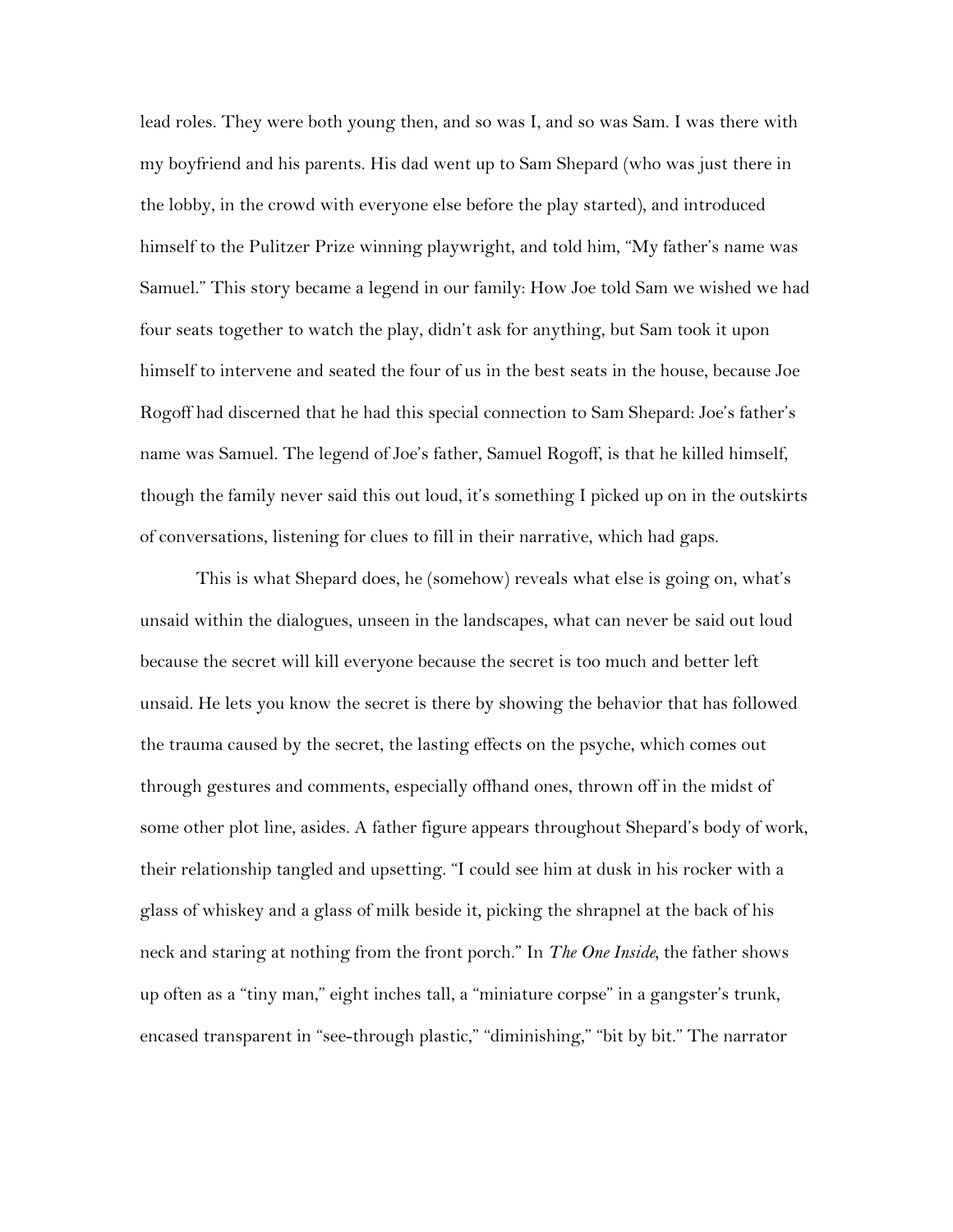lead roles. They were both young then, and so was I, and so was Sam. I was there with my boyfriend and his parents. His dad went up to Sam Shepard (who was just there in the lobby, in the crowd with everyone else before the play started), and introduced himself to the Pulitzer Prize winning playwright, and told him, "My father's name was Samuel." This story became a legend in our family: How Joe told Sam we wished we had four seats together to watch the play, didn't ask for anything, but Sam took it upon himself to intervene and seated the four of us in the best seats in the house, because Joe Rogoff had discerned that he had this special connection to Sam Shepard: Joe's father's name was Samuel. The legend of Joe's father, Samuel Rogoff, is that he killed himself, though the family never said this out loud, it's something I picked up on in the outskirts of conversations, listening for clues to fill in their narrative, which had gaps.

This is what Shepard does, he (somehow) reveals what else is going on, what's unsaid within the dialogues, unseen in the landscapes, what can never be said out loud because the secret will kill everyone because the secret is too much and better left unsaid. He lets you know the secret is there by showing the behavior that has followed the trauma caused by the secret, the lasting effects on the psyche, which comes out through gestures and comments, especially offhand ones, thrown off in the midst of some other plot line, asides. A father figure appears throughout Shepard's body of work, their relationship tangled and upsetting. "I could see him at dusk in his rocker with a glass of whiskey and a glass of milk beside it, picking the shrapnel at the back of his neck and staring at nothing from the front porch." In *The One Inside*, the father shows up often as a "tiny man," eight inches tall, a "miniature corpse" in a gangster's trunk, encased transparent in "see-through plastic," "diminishing," "bit by bit." The narrator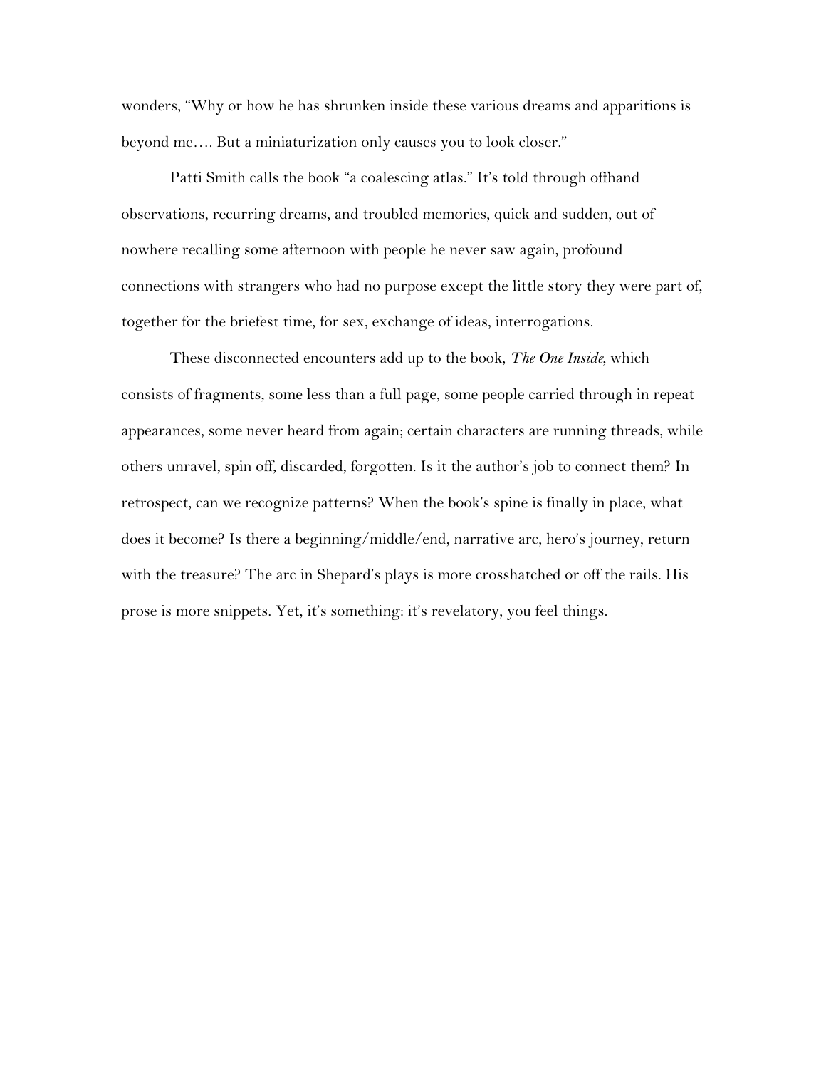wonders, "Why or how he has shrunken inside these various dreams and apparitions is beyond me…. But a miniaturization only causes you to look closer."

Patti Smith calls the book "a coalescing atlas." It's told through offhand observations, recurring dreams, and troubled memories, quick and sudden, out of nowhere recalling some afternoon with people he never saw again, profound connections with strangers who had no purpose except the little story they were part of, together for the briefest time, for sex, exchange of ideas, interrogations.

These disconnected encounters add up to the book, *The One Inside*, which consists of fragments, some less than a full page, some people carried through in repeat appearances, some never heard from again; certain characters are running threads, while others unravel, spin off, discarded, forgotten. Is it the author's job to connect them? In retrospect, can we recognize patterns? When the book's spine is finally in place, what does it become? Is there a beginning/middle/end, narrative arc, hero's journey, return with the treasure? The arc in Shepard's plays is more crosshatched or off the rails. His prose is more snippets. Yet, it's something: it's revelatory, you feel things.